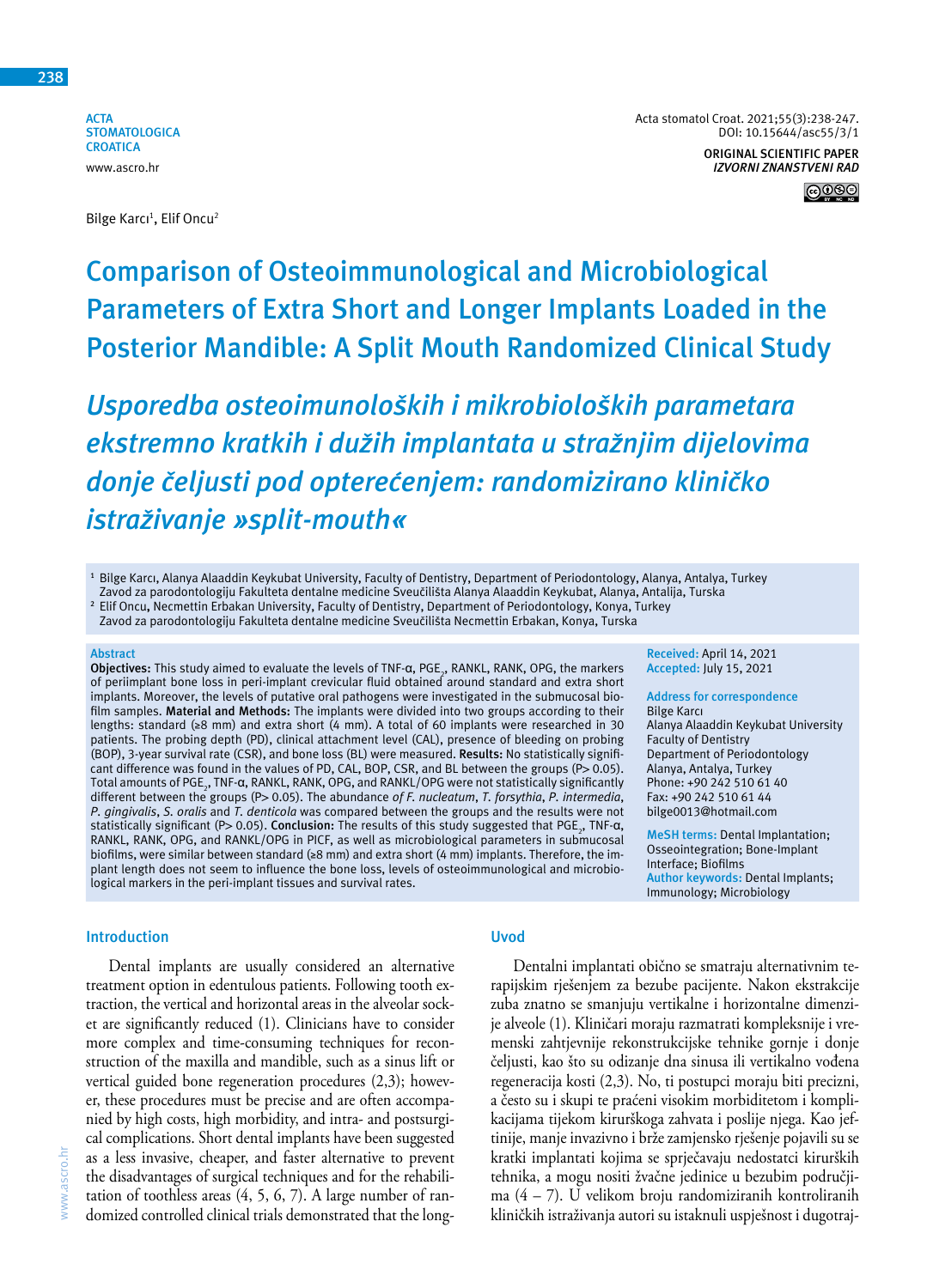ACTA STOMATOLOGICA CROATICA
www.ascro.hr

ORIGINAL SCIENTIFIC PAPER
*IZVORNI ZNANSTVENI RAD*

Bilge Karcı[1], Elif Oncu[2]

# Comparison of Osteoimmunological and Microbiological Parameters of Extra Short and Longer Implants Loaded in the Posterior Mandible: A Split Mouth Randomized Clinical Study

# *Usporedba osteoimunoloških i mikrobioloških parametara ekstremno kratkih i dužih implantata u stražnjim dijelovima donje čeljusti pod opterećenjem: randomizirano kliničko istraživanje »split-mouth«*

[1] Bilge Karcı, Alanya Alaaddin Keykubat University, Faculty of Dentistry, Department of Periodontology, Alanya, Antalya, Turkey
Zavod za parodontologiju Fakulteta dentalne medicine Sveučilišta Alanya Alaaddin Keykubat, Alanya, Antalija, Turska

[2] Elif Oncu**,** Necmettin Erbakan University, Faculty of Dentistry, Department of Periodontology, Konya, Turkey
Zavod za parodontologiju Fakulteta dentalne medicine Sveučilišta Necmettin Erbakan, Konya, Turska

## Abstract

**Objectives:** This study aimed to evaluate the levels of TNF-α, $PGE_2$, RANKL, RANK, OPG, the markers of periimplant bone loss in peri-implant crevicular fluid obtained around standard and extra short implants. Moreover, the levels of putative oral pathogens were investigated in the submucosal biofilm samples. **Material and Methods:** The implants were divided into two groups according to their lengths: standard (≥8 mm) and extra short (4 mm). A total of 60 implants were researched in 30 patients. The probing depth (PD), clinical attachment level (CAL), presence of bleeding on probing (BOP), 3-year survival rate (CSR), and bone loss (BL) were measured. **Results:** No statistically significant difference was found in the values of PD, CAL, BOP, CSR, and BL between the groups (P> 0.05). Total amounts of $PGE_2$, TNF-α, RANKL, RANK, OPG, and RANKL/OPG were not statistically significantly different between the groups (P> 0.05). The abundance *of F. nucleatum*, *T. forsythia*, *P. intermedia*, *P. gingivalis*, *S. oralis* and *T. denticola* was compared between the groups and the results were not statistically significant (P> 0.05). **Conclusion:** The results of this study suggested that $PGE_2$, TNF-α, RANKL, RANK, OPG, and RANKL/OPG in PICF, as well as microbiological parameters in submucosal biofilms, were similar between standard (≥8 mm) and extra short (4 mm) implants. Therefore, the implant length does not seem to influence the bone loss, levels of osteoimmunological and microbiological markers in the peri-implant tissues and survival rates.

**Received:** April 14, 2021
**Accepted:** July 15, 2021

**Address for correspondence**
Bilge Karcı
Alanya Alaaddin Keykubat University
Faculty of Dentistry
Department of Periodontology
Alanya, Antalya, Turkey
Phone: +90 242 510 61 40
Fax: +90 242 510 61 44
bilge0013@hotmail.com

**MeSH terms:** Dental Implantation; Osseointegration; Bone-Implant Interface; Biofilms
**Author keywords:** Dental Implants; Immunology; Microbiology

## Introduction

Dental implants are usually considered an alternative treatment option in edentulous patients. Following tooth extraction, the vertical and horizontal areas in the alveolar socket are significantly reduced (1). Clinicians have to consider more complex and time-consuming techniques for reconstruction of the maxilla and mandible, such as a sinus lift or vertical guided bone regeneration procedures (2,3); however, these procedures must be precise and are often accompanied by high costs, high morbidity, and intra- and postsurgical complications. Short dental implants have been suggested as a less invasive, cheaper, and faster alternative to prevent the disadvantages of surgical techniques and for the rehabilitation of toothless areas (4, 5, 6, 7). A large number of randomized controlled clinical trials demonstrated that the long-

## Uvod

Dentalni implantati obično se smatraju alternativnim terapijskim rješenjem za bezube pacijente. Nakon ekstrakcije zuba znatno se smanjuju vertikalne i horizontalne dimenzije alveole (1). Kliničari moraju razmatrati kompleksnije i vremenski zahtjevnije rekonstrukcijske tehnike gornje i donje čeljusti, kao što su odizanje dna sinusa ili vertikalno vođena regeneracija kosti (2,3). No, ti postupci moraju biti precizni, a često su i skupi te praćeni visokim morbiditetom i komplikacijama tijekom kirurškoga zahvata i poslije njega. Kao jeftinije, manje invazivno i brže zamjensko rješenje pojavili su se kratki implantati kojima se sprječavaju nedostatci kirurških tehnika, a mogu nositi žvačne jedinice u bezubim područjima (4 – 7). U velikom broju randomiziranih kontroliranih kliničkih istraživanja autori su istaknuli uspješnost i dugotraj-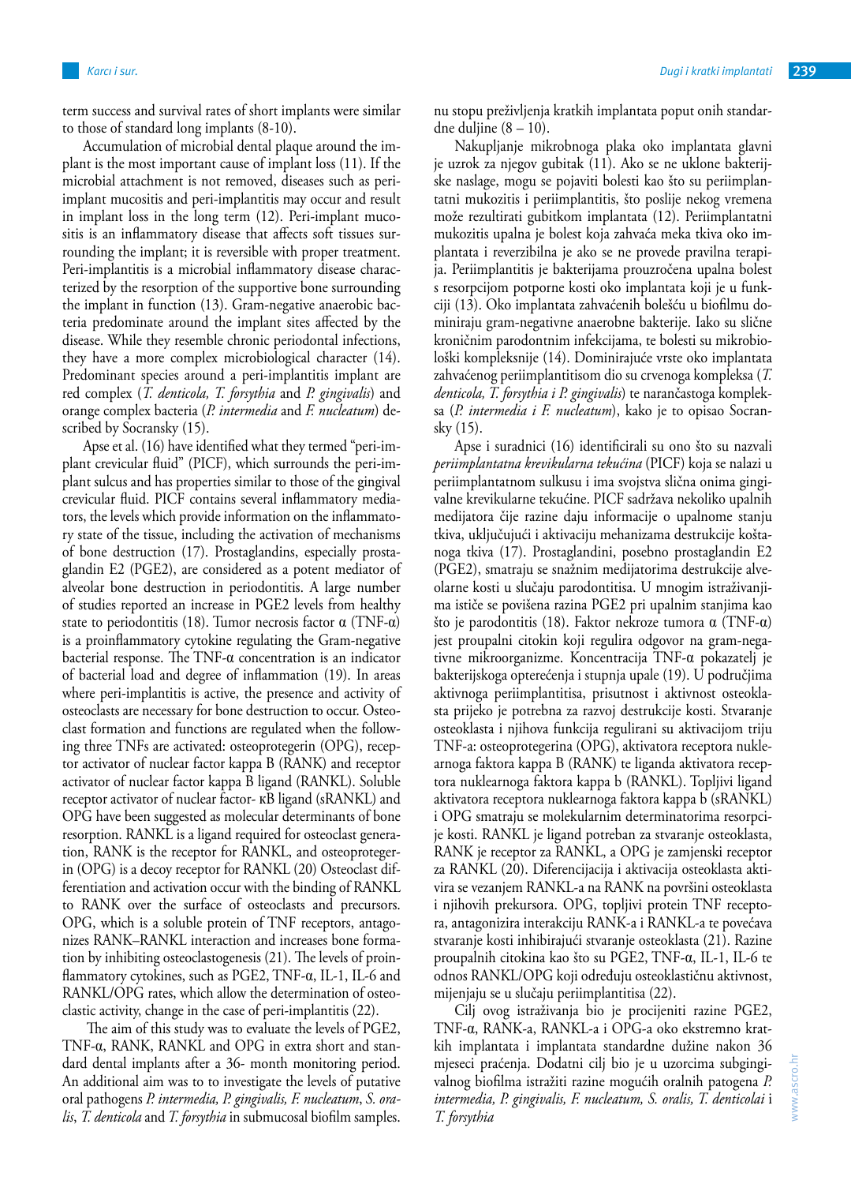term success and survival rates of short implants were similar to those of standard long implants (8-10).

Accumulation of microbial dental plaque around the implant is the most important cause of implant loss (11). If the microbial attachment is not removed, diseases such as peri-implant mucositis and peri-implantitis may occur and result in implant loss in the long term (12). Peri-implant mucositis is an inflammatory disease that affects soft tissues surrounding the implant; it is reversible with proper treatment. Peri-implantitis is a microbial inflammatory disease characterized by the resorption of the supportive bone surrounding the implant in function (13). Gram-negative anaerobic bacteria predominate around the implant sites affected by the disease. While they resemble chronic periodontal infections, they have a more complex microbiological character (14). Predominant species around a peri-implantitis implant are red complex (*T. denticola, T. forsythia* and *P. gingivalis*) and orange complex bacteria (*P. intermedia* and *F. nucleatum*) described by Socransky (15).

Apse et al. (16) have identified what they termed "peri-implant crevicular fluid" (PICF), which surrounds the peri-implant sulcus and has properties similar to those of the gingival crevicular fluid. PICF contains several inflammatory mediators, the levels which provide information on the inflammatory state of the tissue, including the activation of mechanisms of bone destruction (17). Prostaglandins, especially prostaglandin E2 (PGE2), are considered as a potent mediator of alveolar bone destruction in periodontitis. A large number of studies reported an increase in PGE2 levels from healthy state to periodontitis (18). Tumor necrosis factor α (TNF-α) is a proinflammatory cytokine regulating the Gram-negative bacterial response. The TNF-α concentration is an indicator of bacterial load and degree of inflammation (19). In areas where peri-implantitis is active, the presence and activity of osteoclasts are necessary for bone destruction to occur. Osteoclast formation and functions are regulated when the following three TNFs are activated: osteoprotegerin (OPG), receptor activator of nuclear factor kappa B (RANK) and receptor activator of nuclear factor kappa B ligand (RANKL). Soluble receptor activator of nuclear factor- κB ligand (sRANKL) and OPG have been suggested as molecular determinants of bone resorption. RANKL is a ligand required for osteoclast generation, RANK is the receptor for RANKL, and osteoprotegerin (OPG) is a decoy receptor for RANKL (20) Osteoclast differentiation and activation occur with the binding of RANKL to RANK over the surface of osteoclasts and precursors. OPG, which is a soluble protein of TNF receptors, antagonizes RANK–RANKL interaction and increases bone formation by inhibiting osteoclastogenesis (21). The levels of proinflammatory cytokines, such as PGE2, TNF-α, IL-1, IL-6 and RANKL/OPG rates, which allow the determination of osteoclastic activity, change in the case of peri-implantitis (22).

The aim of this study was to evaluate the levels of PGE2, TNF-α, RANK, RANKL and OPG in extra short and standard dental implants after a 36- month monitoring period. An additional aim was to to investigate the levels of putative oral pathogens *P. intermedia, P. gingivalis, F. nucleatum*, *S. oralis*, *T. denticola* and *T. forsythia* in submucosal biofilm samples.

nu stopu preživljenja kratkih implantata poput onih standardne duljine (8 – 10).

Nakupljanje mikrobnoga plaka oko implantata glavni je uzrok za njegov gubitak (11). Ako se ne uklone bakterijske naslage, mogu se pojaviti bolesti kao što su periimplantatni mukozitis i periimplantitis, što poslije nekog vremena može rezultirati gubitkom implantata (12). Periimplantatni mukozitis upalna je bolest koja zahvaća meka tkiva oko implantata i reverzibilna je ako se ne provede pravilna terapija. Periimplantitis je bakterijama prouzročena upalna bolest s resorpcijom potporne kosti oko implantata koji je u funkciji (13). Oko implantata zahvaćenih bolešću u biofilmu dominiraju gram-negativne anaerobne bakterije. Iako su slične kroničnim parodontnim infekcijama, te bolesti su mikrobiološki kompleksnije (14). Dominirajuće vrste oko implantata zahvaćenog periimplantitisom dio su crvenoga kompleksa (*T. denticola, T. forsythia i P. gingivalis*) te narančastoga kompleksa (*P. intermedia i F. nucleatum*), kako je to opisao Socransky (15).

Apse i suradnici (16) identificirali su ono što su nazvali *periimplantatna krevikularna tekućina* (PICF) koja se nalazi u periimplantatnom sulkusu i ima svojstva slična onima gingivalne krevikularne tekućine. PICF sadržava nekoliko upalnih medijatora čije razine daju informacije o upalnome stanju tkiva, uključujući i aktivaciju mehanizama destrukcije koštanoga tkiva (17). Prostaglandini, posebno prostaglandin E2 (PGE2), smatraju se snažnim medijatorima destrukcije alveolarne kosti u slučaju parodontitisa. U mnogim istraživanjima ističe se povišena razina PGE2 pri upalnim stanjima kao što je parodontitis (18). Faktor nekroze tumora α (TNF-α) jest proupalni citokin koji regulira odgovor na gram-negativne mikroorganizme. Koncentracija TNF-α pokazatelj je bakterijskoga opterećenja i stupnja upale (19). U područjima aktivnoga periimplantitisa, prisutnost i aktivnost osteoklasta prijeko je potrebna za razvoj destrukcije kosti. Stvaranje osteoklasta i njihova funkcija regulirani su aktivacijom triju TNF-a: osteoprotegerina (OPG), aktivatora receptora nuklearnoga faktora kappa B (RANK) te liganda aktivatora receptora nuklearnoga faktora kappa b (RANKL). Topljivi ligand aktivatora receptora nuklearnoga faktora kappa b (sRANKL) i OPG smatraju se molekularnim determinatorima resorpcije kosti. RANKL je ligand potreban za stvaranje osteoklasta, RANK je receptor za RANKL, a OPG je zamjenski receptor za RANKL (20). Diferencijacija i aktivacija osteoklasta aktivira se vezanjem RANKL-a na RANK na površini osteoklasta i njihovih prekursora. OPG, topljivi protein TNF receptora, antagonizira interakciju RANK-a i RANKL-a te povećava stvaranje kosti inhibirajući stvaranje osteoklasta (21). Razine proupalnih citokina kao što su PGE2, TNF-α, IL-1, IL-6 te odnos RANKL/OPG koji određuju osteoklastičnu aktivnost, mijenjaju se u slučaju periimplantitisa (22).

Cilj ovog istraživanja bio je procijeniti razine PGE2, TNF-α, RANK-a, RANKL-a i OPG-a oko ekstremno kratkih implantata i implantata standardne dužine nakon 36 mjeseci praćenja. Dodatni cilj bio je u uzorcima subgingivalnog biofilma istražiti razine mogućih oralnih patogena *P. intermedia, P. gingivalis, F. nucleatum, S. oralis, T. denticolai* i *T. forsythia*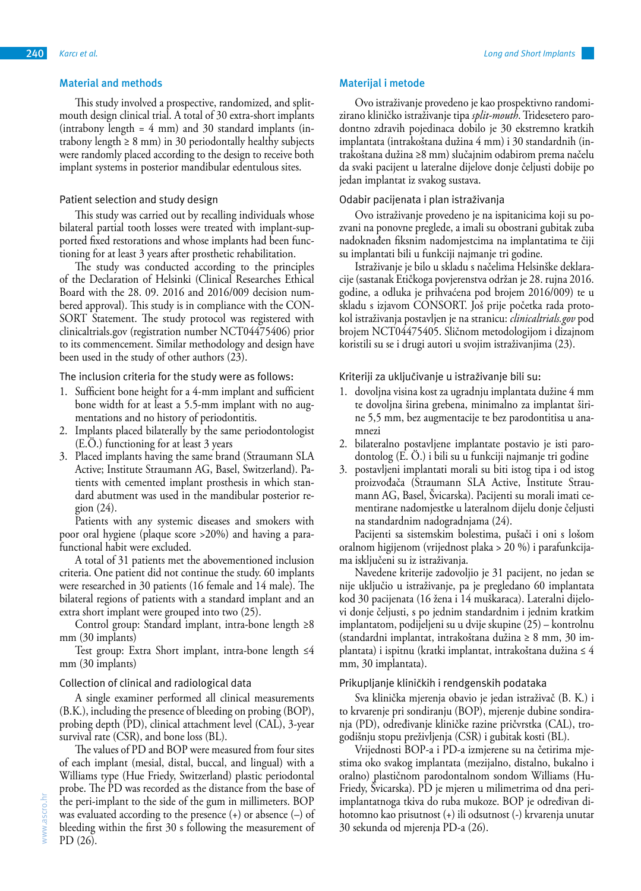## Material and methods

This study involved a prospective, randomized, and split-mouth design clinical trial. A total of 30 extra-short implants (intrabony length = 4 mm) and 30 standard implants (intrabony length ≥ 8 mm) in 30 periodontally healthy subjects were randomly placed according to the design to receive both implant systems in posterior mandibular edentulous sites.

### Patient selection and study design

This study was carried out by recalling individuals whose bilateral partial tooth losses were treated with implant-supported fixed restorations and whose implants had been functioning for at least 3 years after prosthetic rehabilitation.

The study was conducted according to the principles of the Declaration of Helsinki (Clinical Researches Ethical Board with the 28. 09. 2016 and 2016/009 decision numbered approval). This study is in compliance with the CONSORT Statement. The study protocol was registered with clinicaltrials.gov (registration number NCT04475406) prior to its commencement. Similar methodology and design have been used in the study of other authors (23).

### The inclusion criteria for the study were as follows:

1. Sufficient bone height for a 4-mm implant and sufficient bone width for at least a 5.5-mm implant with no augmentations and no history of periodontitis.
2. Implants placed bilaterally by the same periodontologist (E.Ö.) functioning for at least 3 years
3. Placed implants having the same brand (Straumann SLA Active; Institute Straumann AG, Basel, Switzerland). Patients with cemented implant prosthesis in which standard abutment was used in the mandibular posterior region (24).

Patients with any systemic diseases and smokers with poor oral hygiene (plaque score >20%) and having a parafunctional habit were excluded.

A total of 31 patients met the abovementioned inclusion criteria. One patient did not continue the study. 60 implants were researched in 30 patients (16 female and 14 male). The bilateral regions of patients with a standard implant and an extra short implant were grouped into two (25).

Control group: Standard implant, intra-bone length ≥8 mm (30 implants)

Test group: Extra Short implant, intra-bone length ≤4 mm (30 implants)

### Collection of clinical and radiological data

A single examiner performed all clinical measurements (B.K.), including the presence of bleeding on probing (BOP), probing depth (PD), clinical attachment level (CAL), 3-year survival rate (CSR), and bone loss (BL).

The values of PD and BOP were measured from four sites of each implant (mesial, distal, buccal, and lingual) with a Williams type (Hue Friedy, Switzerland) plastic periodontal probe. The PD was recorded as the distance from the base of the peri-implant to the side of the gum in millimeters. BOP was evaluated according to the presence (+) or absence (–) of bleeding within the first 30 s following the measurement of PD (26).

## Materijal i metode

Ovo istraživanje provedeno je kao prospektivno randomizirano kliničko istraživanje tipa *split-mouth*. Tridesetero parodontno zdravih pojedinaca dobilo je 30 ekstremno kratkih implantata (intrakoštana dužina 4 mm) i 30 standardnih (intrakoštana dužina ≥8 mm) slučajnim odabirom prema načelu da svaki pacijent u lateralne dijelove donje čeljusti dobije po jedan implantat iz svakog sustava.

### Odabir pacijenata i plan istraživanja

Ovo istraživanje provedeno je na ispitanicima koji su pozvani na ponovne preglede, a imali su obostrani gubitak zuba nadoknađen fiksnim nadomjestcima na implantatima te čiji su implantati bili u funkciji najmanje tri godine.

Istraživanje je bilo u skladu s načelima Helsinške deklaracije (sastanak Etičkoga povjerenstva održan je 28. rujna 2016. godine, a odluka je prihvaćena pod brojem 2016/009) te u skladu s izjavom CONSORT. Još prije početka rada protokol istraživanja postavljen je na stranicu: *clinicaltrials.gov* pod brojem NCT04475405. Sličnom metodologijom i dizajnom koristili su se i drugi autori u svojim istraživanjima (23).

### Kriteriji za uključivanje u istraživanje bili su:

1. dovoljna visina kost za ugradnju implantata dužine 4 mm te dovoljna širina grebena, minimalno za implantat širine 5,5 mm, bez augmentacije te bez parodontitisa u anamnezi
2. bilateralno postavljene implantate postavio je isti parodontolog (E. Ö.) i bili su u funkciji najmanje tri godine
3. postavljeni implantati morali su biti istog tipa i od istog proizvođača (Straumann SLA Active, Institute Straumann AG, Basel, Švicarska). Pacijenti su morali imati cementirane nadomjestke u lateralnom dijelu donje čeljusti na standardnim nadogradnjama (24).

Pacijenti sa sistemskim bolestima, pušači i oni s lošom oralnom higijenom (vrijednost plaka > 20 %) i parafunkcijama isključeni su iz istraživanja.

Navedene kriterije zadovoljio je 31 pacijent, no jedan se nije uključio u istraživanje, pa je pregledano 60 implantata kod 30 pacijenata (16 žena i 14 muškaraca). Lateralni dijelovi donje čeljusti, s po jednim standardnim i jednim kratkim implantatom, podijeljeni su u dvije skupine (25) – kontrolnu (standardni implantat, intrakoštana dužina ≥ 8 mm, 30 implantata) i ispitnu (kratki implantat, intrakoštana dužina ≤ 4 mm, 30 implantata).

### Prikupljanje kliničkih i rendgenskih podataka

Sva klinička mjerenja obavio je jedan istraživač (B. K.) i to krvarenje pri sondiranju (BOP), mjerenje dubine sondiranja (PD), određivanje kliničke razine pričvrstka (CAL), trogodišnju stopu preživljenja (CSR) i gubitak kosti (BL).

Vrijednosti BOP-a i PD-a izmjerene su na četirima mjestima oko svakog implantata (mezijalno, distalno, bukalno i oralno) plastičnom parodontalnom sondom Williams (Hu-Friedy, Švicarska). PD je mjeren u milimetrima od dna periimplantatnoga tkiva do ruba mukoze. BOP je određivan dihotomno kao prisutnost (+) ili odsutnost (-) krvarenja unutar 30 sekunda od mjerenja PD-a (26).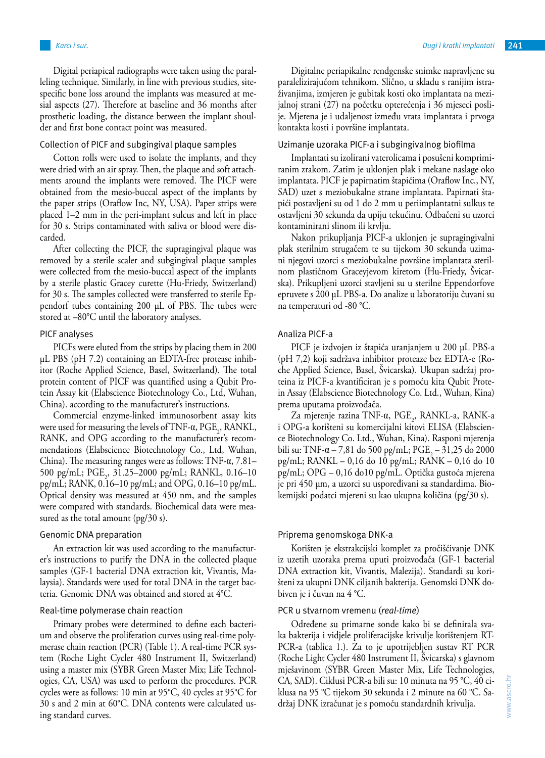Digital periapical radiographs were taken using the paralleling technique. Similarly, in line with previous studies, site-specific bone loss around the implants was measured at mesial aspects (27). Therefore at baseline and 36 months after prosthetic loading, the distance between the implant shoulder and first bone contact point was measured.

### Collection of PICF and subgingival plaque samples

Cotton rolls were used to isolate the implants, and they were dried with an air spray. Then, the plaque and soft attachments around the implants were removed. The PICF were obtained from the mesio-buccal aspect of the implants by the paper strips (Oraflow Inc, NY, USA). Paper strips were placed 1–2 mm in the peri-implant sulcus and left in place for 30 s. Strips contaminated with saliva or blood were discarded.

After collecting the PICF, the supragingival plaque was removed by a sterile scaler and subgingival plaque samples were collected from the mesio-buccal aspect of the implants by a sterile plastic Gracey curette (Hu-Friedy, Switzerland) for 30 s. The samples collected were transferred to sterile Eppendorf tubes containing 200 µL of PBS. The tubes were stored at –80°C until the laboratory analyses.

### PICF analyses

PICFs were eluted from the strips by placing them in 200 µL PBS (pH 7.2) containing an EDTA-free protease inhibitor (Roche Applied Science, Basel, Switzerland). The total protein content of PICF was quantified using a Qubit Protein Assay kit (Elabscience Biotechnology Co., Ltd, Wuhan, China). according to the manufacturer's instructions.

Commercial enzyme-linked immunosorbent assay kits were used for measuring the levels of TNF-α, $PGE_2$, RANKL, RANK, and OPG according to the manufacturer's recommendations (Elabscience Biotechnology Co., Ltd, Wuhan, China). The measuring ranges were as follows: TNF-α, 7.81–500 pg/mL; $PGE_2$, 31.25–2000 pg/mL; RANKL, 0.16–10 pg/mL; RANK, 0.16–10 pg/mL; and OPG, 0.16–10 pg/mL. Optical density was measured at 450 nm, and the samples were compared with standards. Biochemical data were measured as the total amount (pg/30 s).

### Genomic DNA preparation

An extraction kit was used according to the manufacturer's instructions to purify the DNA in the collected plaque samples (GF-1 bacterial DNA extraction kit, Vivantis, Malaysia). Standards were used for total DNA in the target bacteria. Genomic DNA was obtained and stored at 4°C.

### Real-time polymerase chain reaction

Primary probes were determined to define each bacterium and observe the proliferation curves using real-time polymerase chain reaction (PCR) (Table 1). A real-time PCR system (Roche Light Cycler 480 Instrument II, Switzerland) using a master mix (SYBR Green Master Mix; Life Technologies, CA, USA) was used to perform the procedures. PCR cycles were as follows: 10 min at 95°C, 40 cycles at 95°C for 30 s and 2 min at 60°C. DNA contents were calculated using standard curves.

Digitalne periapikalne rendgenske snimke napravljene su paralelizirajućom tehnikom. Slično, u skladu s ranijim istraživanjima, izmjeren je gubitak kosti oko implantata na mezijalnoj strani (27) na početku opterećenja i 36 mjeseci poslije. Mjerena je i udaljenost između vrata implantata i prvoga kontakta kosti i površine implantata.

### Uzimanje uzoraka PICF-a i subgingivalnog biofilma

Implantati su izolirani vaterolicama i posušeni komprimiranim zrakom. Zatim je uklonjen plak i mekane naslage oko implantata. PICF je papirnatim štapićima (Oraflow Inc., NY, SAD) uzet s meziobukalne strane implantata. Papirnati štapići postavljeni su od 1 do 2 mm u periimplantatni sulkus te ostavljeni 30 sekunda da upiju tekućinu. Odbačeni su uzorci kontaminirani slinom ili krvlju.

Nakon prikupljanja PICF-a uklonjen je supragingivalni plak sterilnim strugačem te su tijekom 30 sekunda uzimani njegovi uzorci s meziobukalne površine implantata sterilnom plastičnom Graceyjevom kiretom (Hu-Friedy, Švicarska). Prikupljeni uzorci stavljeni su u sterilne Eppendorfove epruvete s 200 µL PBS-a. Do analize u laboratoriju čuvani su na temperaturi od -80 °C.

### Analiza PICF-a

PICF je izdvojen iz štapića uranjanjem u 200 µL PBS-a (pH 7,2) koji sadržava inhibitor proteaze bez EDTA-e (Roche Applied Science, Basel, Švicarska). Ukupan sadržaj proteina iz PICF-a kvantificiran je s pomoću kita Qubit Protein Assay (Elabscience Biotechnology Co. Ltd., Wuhan, Kina) prema uputama proizvođača.

Za mjerenje razina TNF-α, $PGE_2$, RANKL-a, RANK-a i OPG-a korišteni su komercijalni kitovi ELISA (Elabscience Biotechnology Co. Ltd., Wuhan, Kina). Rasponi mjerenja bili su: TNF-α – 7,81 do 500 pg/mL; $PGE_2$ – 31,25 do 2000 pg/mL; RANKL – 0,16 do 10 pg/mL; RANK – 0,16 do 10 pg/mL; OPG – 0,16 do10 pg/mL. Optička gustoća mjerena je pri 450 µm, a uzorci su uspoređivani sa standardima. Biokemijski podatci mjereni su kao ukupna količina (pg/30 s).

### Priprema genomskoga DNK-a

Korišten je ekstrakcijski komplet za pročišćivanje DNK iz uzetih uzoraka prema uputi proizvođača (GF-1 bacterial DNA extraction kit, Vivantis, Malezija). Standardi su korišteni za ukupni DNK ciljanih bakterija. Genomski DNK dobiven je i čuvan na 4 °C.

### PCR u stvarnom vremenu (*real-time*)

Određene su primarne sonde kako bi se definirala svaka bakterija i vidjele proliferacijske krivulje korištenjem RT-PCR-a (tablica 1.). Za to je upotrijebljen sustav RT PCR (Roche Light Cycler 480 Instrument II, Švicarska) s glavnom mješavinom (SYBR Green Master Mix, Life Technologies, CA, SAD). Ciklusi PCR-a bili su: 10 minuta na 95 °C, 40 ciklusa na 95 °C tijekom 30 sekunda i 2 minute na 60 °C. Sadržaj DNK izračunat je s pomoću standardnih krivulja.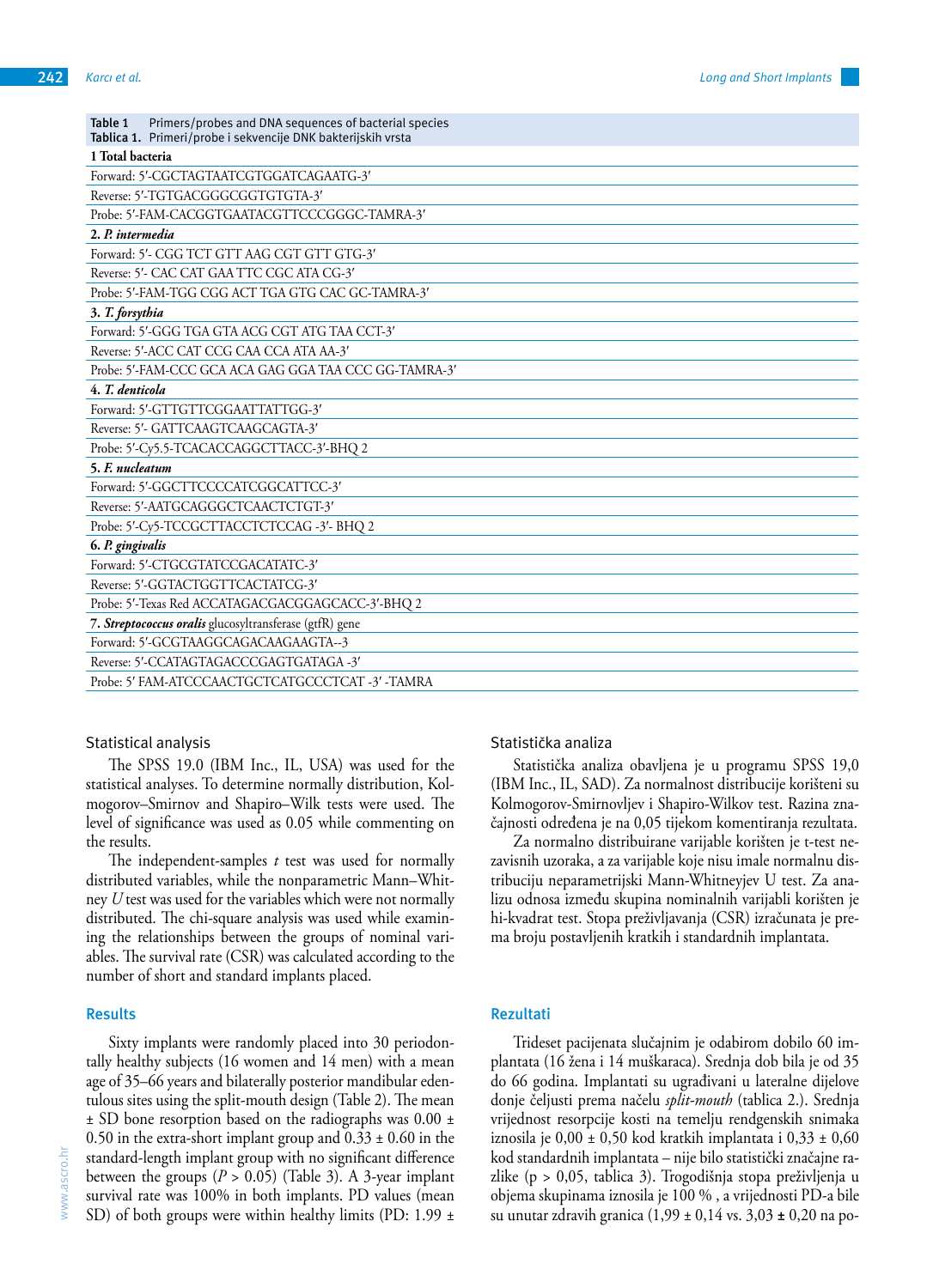**Table 1** Primers/probes and DNA sequences of bacterial species
**Tablica 1.** Primeri/probe i sekvencije DNK bakterijskih vrsta

| |
|---|
| **1 Total bacteria** |
| Forward: 5′-CGCTAGTAATCGTGGATCAGAATG-3′ |
| Reverse: 5′-TGTGACGGGCGGTGTGTA-3′ |
| Probe: 5′-FAM-CACGGTGAATACGTTCCCGGGC-TAMRA-3′ |
| **2. *P. intermedia*** |
| Forward: 5′- CGG TCT GTT AAG CGT GTT GTG-3′ |
| Reverse: 5′- CAC CAT GAA TTC CGC ATA CG-3′ |
| Probe: 5′-FAM-TGG CGG ACT TGA GTG CAC GC-TAMRA-3′ |
| **3. *T. forsythia*** |
| Forward: 5′-GGG TGA GTA ACG CGT ATG TAA CCT-3′ |
| Reverse: 5′-ACC CAT CCG CAA CCA ATA AA-3′ |
| Probe: 5′-FAM-CCC GCA ACA GAG GGA TAA CCC GG-TAMRA-3′ |
| **4. *T. denticola*** |
| Forward: 5′-GTTGTTCGGAATTATTGG-3′ |
| Reverse: 5′- GATTCAAGTCAAGCAGTA-3′ |
| Probe: 5′-Cy5.5-TCACACCAGGCTTACC-3′-BHQ 2 |
| **5. *F. nucleatum*** |
| Forward: 5′-GGCTTCCCCATCGGCATTCC-3′ |
| Reverse: 5′-AATGCAGGGCTCAACTCTGT-3′ |
| Probe: 5′-Cy5-TCCGCTTACCTCTCCAG -3′- BHQ 2 |
| **6. *P. gingivalis*** |
| Forward: 5′-CTGCGTATCCGACATATC-3′ |
| Reverse: 5′-GGTACTGGTTCACTATCG-3′ |
| Probe: 5′-Texas Red ACCATAGACGACGGAGCACC-3′-BHQ 2 |
| **7. *Streptococcus oralis*** glucosyltransferase (gtfR) gene |
| Forward: 5′-GCGTAAGGCAGACAAGAAGTA--3 |
| Reverse: 5′-CCATAGTAGACCCGAGTGATAGA -3′ |
| Probe: 5′ FAM-ATCCCAACTGCTCATGCCCTCAT -3′ -TAMRA |

### Statistical analysis

The SPSS 19.0 (IBM Inc., IL, USA) was used for the statistical analyses. To determine normally distribution, Kolmogorov–Smirnov and Shapiro–Wilk tests were used. The level of significance was used as 0.05 while commenting on the results.

The independent-samples *t* test was used for normally distributed variables, while the nonparametric Mann–Whitney *U* test was used for the variables which were not normally distributed. The chi-square analysis was used while examining the relationships between the groups of nominal variables. The survival rate (CSR) was calculated according to the number of short and standard implants placed.

## Results

Sixty implants were randomly placed into 30 periodontally healthy subjects (16 women and 14 men) with a mean age of 35–66 years and bilaterally posterior mandibular edentulous sites using the split-mouth design (Table 2). The mean ± SD bone resorption based on the radiographs was 0.00 ± 0.50 in the extra-short implant group and 0.33 ± 0.60 in the standard-length implant group with no significant difference between the groups ($P > 0.05$) (Table 3). A 3-year implant survival rate was 100% in both implants. PD values (mean SD) of both groups were within healthy limits (PD: 1.99 ±

### Statistička analiza

Statistička analiza obavljena je u programu SPSS 19,0 (IBM Inc., IL, SAD). Za normalnost distribucije korišteni su Kolmogorov-Smirnovljev i Shapiro-Wilkov test. Razina značajnosti određena je na 0,05 tijekom komentiranja rezultata.

Za normalno distribuirane varijable korišten je t-test nezavisnih uzoraka, a za varijable koje nisu imale normalnu distribuciju neparametrijski Mann-Whitneyjev U test. Za analizu odnosa između skupina nominalnih varijabli korišten je hi-kvadrat test. Stopa preživljavanja (CSR) izračunata je prema broju postavljenih kratkih i standardnih implantata.

## Rezultati

Trideset pacijenata slučajnim je odabirom dobilo 60 implantata (16 žena i 14 muškaraca). Srednja dob bila je od 35 do 66 godina. Implantati su ugrađivani u lateralne dijelove donje čeljusti prema načelu *split-mouth* (tablica 2.). Srednja vrijednost resorpcije kosti na temelju rendgenskih snimaka iznosila je 0,00 ± 0,50 kod kratkih implantata i 0,33 ± 0,60 kod standardnih implantata – nije bilo statistički značajne razlike ($p > 0,05$, tablica 3). Trogodišnja stopa preživljenja u objema skupinama iznosila je 100 % , a vrijednosti PD-a bile su unutar zdravih granica (1,99 ± 0,14 vs. 3,03 ± 0,20 na po-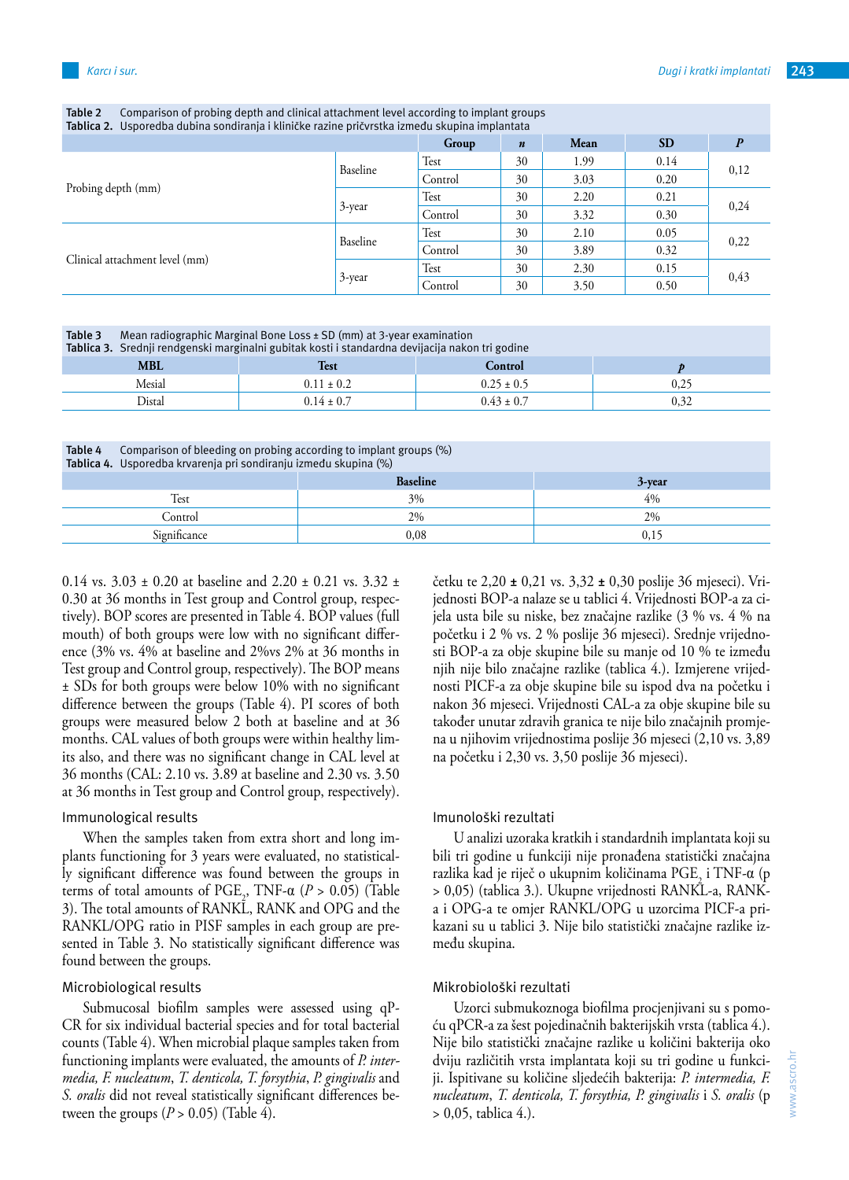Table 2 Comparison of probing depth and clinical attachment level according to implant groups
Tablica 2. Usporedba dubina sondiranja i kliničke razine pričvrstka između skupina implantata

| | | Group | *n* | Mean | SD | *P* |
|---|---|---|---|---|---|---|
| Probing depth (mm) | Baseline | Test | 30 | 1.99 | 0.14 | 0,12 |
| | | Control | 30 | 3.03 | 0.20 | |
| | 3-year | Test | 30 | 2.20 | 0.21 | 0,24 |
| | | Control | 30 | 3.32 | 0.30 | |
| Clinical attachment level (mm) | Baseline | Test | 30 | 2.10 | 0.05 | 0,22 |
| | | Control | 30 | 3.89 | 0.32 | |
| | 3-year | Test | 30 | 2.30 | 0.15 | 0,43 |
| | | Control | 30 | 3.50 | 0.50 | |

Table 3 Mean radiographic Marginal Bone Loss ± SD (mm) at 3-year examination
Tablica 3. Srednji rendgenski marginalni gubitak kosti i standardna devijacija nakon tri godine

| MBL | Test | Control | *p* |
|---|---|---|---|
| Mesial | 0.11 ± 0.2 | 0.25 ± 0.5 | 0,25 |
| Distal | 0.14 ± 0.7 | 0.43 ± 0.7 | 0,32 |

Table 4 Comparison of bleeding on probing according to implant groups (%)
Tablica 4. Usporedba krvarenja pri sondiranju između skupina (%)

| | Baseline | 3-year |
|---|---|---|
| Test | 3% | 4% |
| Control | 2% | 2% |
| Significance | 0,08 | 0,15 |

0.14 vs. 3.03 ± 0.20 at baseline and 2.20 ± 0.21 vs. 3.32 ± 0.30 at 36 months in Test group and Control group, respectively). BOP scores are presented in Table 4. BOP values (full mouth) of both groups were low with no significant difference (3% vs. 4% at baseline and 2%vs 2% at 36 months in Test group and Control group, respectively). The BOP means ± SDs for both groups were below 10% with no significant difference between the groups (Table 4). PI scores of both groups were measured below 2 both at baseline and at 36 months. CAL values of both groups were within healthy limits also, and there was no significant change in CAL level at 36 months (CAL: 2.10 vs. 3.89 at baseline and 2.30 vs. 3.50 at 36 months in Test group and Control group, respectively).

## Immunological results

When the samples taken from extra short and long implants functioning for 3 years were evaluated, no statistically significant difference was found between the groups in terms of total amounts of $PGE_2$, TNF-α ($P > 0.05$) (Table 3). The total amounts of RANKL, RANK and OPG and the RANKL/OPG ratio in PISF samples in each group are presented in Table 3. No statistically significant difference was found between the groups.

## Microbiological results

Submucosal biofilm samples were assessed using qPCR for six individual bacterial species and for total bacterial counts (Table 4). When microbial plaque samples taken from functioning implants were evaluated, of *P. intermedia, F. nucleatum*, *T. denticola*, *T. forsythia*, *P. gingivalis* and *S. oralis* did not reveal statistically significant differences between the groups ($P > 0.05$) (Table 4).

četku te 2,20 ± 0,21 vs. 3,32 ± 0,30 poslije 36 mjeseci). Vrijednosti BOP-a nalaze se u tablici 4. Vrijednosti BOP-a za cijela usta bile su niske, bez značajne razlike (3 % vs. 4 % na početku i 2 % vs. 2 % poslije 36 mjeseci). Srednje vrijednosti BOP-a za obje skupine bile su manje od 10 % te između njih nije bilo značajne razlike (tablica 4.). Izmjerene vrijednosti PICF-a za obje skupine bile su ispod dva na početku i nakon 36 mjeseci. Vrijednosti CAL-a za obje skupine bile su također unutar zdravih granica te nije bilo značajnih promjena u njihovim vrijednostima poslije 36 mjeseci (2,10 vs. 3,89 na početku i 2,30 vs. 3,50 poslije 36 mjeseci).

## Imunološki rezultati

U analizi uzoraka kratkih i standardnih implantata koji su bili tri godine u funkciji nije pronađena statistički značajna razlika kad je riječ o ukupnim količinama $PGE_2$ i TNF-α ($p > 0,05$) (tablica 3.). Ukupne vrijednosti RANKL-a, RANK-a i OPG-a te omjer RANKL/OPG u uzorcima PICF-a prikazani su u tablici 3. Nije bilo statistički značajne razlike između skupina.

## Mikrobiološki rezultati

Uzorci submukoznoga biofilma procjenjivani su s pomoću qPCR-a za šest pojedinačnih bakterijskih vrsta (tablica 4.). Nije bilo statistički značajne razlike u količini bakterija oko dviju različitih vrsta implantata koji su tri godine u funkciji. Ispitivane su količine sljedećih bakterija: *P. intermedia, F. nucleatum*, *T. denticola, T. forsythia, P. gingivalis* i *S. oralis* ($p > 0,05$, tablica 4.).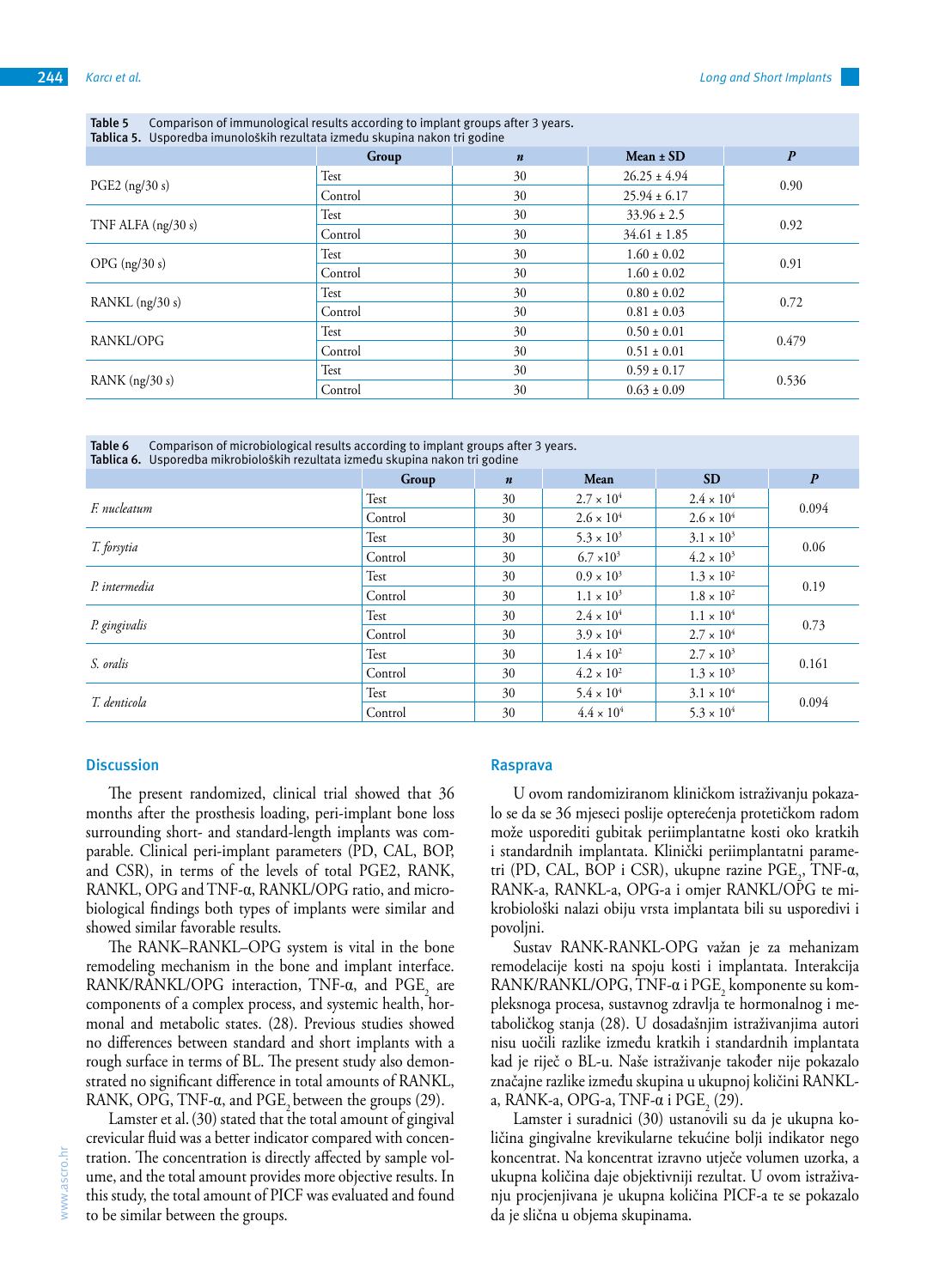**Table 5** Comparison of immunological results according to implant groups after 3 years.
**Tablica 5.** Usporedba imunoloških rezultata između skupina nakon tri godine

| | Group | *n* | Mean ± SD | *P* |
|---|---|---|---|---|
| PGE2 (ng/30 s) | Test | 30 | 26.25 ± 4.94 | 0.90 |
| | Control | 30 | 25.94 ± 6.17 | |
| TNF ALFA (ng/30 s) | Test | 30 | 33.96 ± 2.5 | 0.92 |
| | Control | 30 | 34.61 ± 1.85 | |
| OPG (ng/30 s) | Test | 30 | 1.60 ± 0.02 | 0.91 |
| | Control | 30 | 1.60 ± 0.02 | |
| RANKL (ng/30 s) | Test | 30 | 0.80 ± 0.02 | 0.72 |
| | Control | 30 | 0.81 ± 0.03 | |
| RANKL/OPG | Test | 30 | 0.50 ± 0.01 | 0.479 |
| | Control | 30 | 0.51 ± 0.01 | |
| RANK (ng/30 s) | Test | 30 | 0.59 ± 0.17 | 0.536 |
| | Control | 30 | 0.63 ± 0.09 | |

**Table 6** Comparison of microbiological results according to implant groups after 3 years.
**Tablica 6.** Usporedba mikrobioloških rezultata između skupina nakon tri godine

| | Group | *n* | Mean | SD | *P* |
|---|---|---|---|---|---|
| *F. nucleatum* | Test | 30 | $2.7 \times 10^4$ | $2.4 \times 10^4$ | 0.094 |
| | Control | 30 | $2.6 \times 10^4$ | $2.6 \times 10^4$ | |
| *T. forsytia* | Test | 30 | $5.3 \times 10^3$ | $3.1 \times 10^3$ | 0.06 |
| | Control | 30 | $6.7 \times 10^3$ | $4.2 \times 10^3$ | |
| *P. intermedia* | Test | 30 | $0.9 \times 10^3$ | $1.3 \times 10^2$ | 0.19 |
| | Control | 30 | $1.1 \times 10^3$ | $1.8 \times 10^2$ | |
| *P. gingivalis* | Test | 30 | $2.4 \times 10^4$ | $1.1 \times 10^4$ | 0.73 |
| | Control | 30 | $3.9 \times 10^4$ | $2.7 \times 10^4$ | |
| *S. oralis* | Test | 30 | $1.4 \times 10^2$ | $2.7 \times 10^3$ | 0.161 |
| | Control | 30 | $4.2 \times 10^2$ | $1.3 \times 10^3$ | |
| *T. denticola* | Test | 30 | $5.4 \times 10^4$ | $3.1 \times 10^4$ | 0.094 |
| | Control | 30 | $4.4 \times 10^4$ | $5.3 \times 10^4$ | |

## Discussion

The present randomized, clinical trial showed that 36 months after the prosthesis loading, peri-implant bone loss surrounding short- and standard-length implants was comparable. Clinical peri-implant parameters (PD, CAL, BOP, and CSR), in terms of the levels of total PGE2, RANK, RANKL, OPG and TNF-α, RANKL/OPG ratio, and microbiological findings both types of implants were similar and showed similar favorable results.

The RANK–RANKL–OPG system is vital in the bone remodeling mechanism in the bone and implant interface. RANK/RANKL/OPG interaction, TNF-α, and $PGE_2$ are components of a complex process, and systemic health, hormonal and metabolic states. (28). Previous studies showed no differences between standard and short implants with a rough surface in terms of BL. The present study also demonstrated no significant difference in total amounts of RANKL, RANK, OPG, TNF-α, and $PGE_2$ between the groups (29).

Lamster et al. (30) stated that the total amount of gingival crevicular fluid was a better indicator compared with concentration. The concentration is directly affected by sample volume, and the total amount provides more objective results. In this study, the total amount of PICF was evaluated and found to be similar between the groups.

## Rasprava

U ovom randomiziranom kliničkom istraživanju pokazalo se da se 36 mjeseci poslije opterećenja protetičkom radom može usporediti gubitak periimplantatne kosti oko kratkih i standardnih implantata. Klinički periimplantatni parametri (PD, CAL, BOP i CSR), ukupne razine $PGE_2$, TNF-α, RANK-a, RANKL-a, OPG-a i omjer RANKL/OPG te mikrobiološki nalazi obiju vrsta implantata bili su usporedivi i povoljni.

Sustav RANK-RANKL-OPG važan je za mehanizam remodelacije kosti na spoju kosti i implantata. Interakcija RANK/RANKL/OPG, TNF-α i $PGE_2$ komponente su kompleksnoga procesa, sustavnog zdravlja te hormonalnog i metaboličkog stanja (28). U dosadašnjim istraživanjima autori nisu uočili razlike između kratkih i standardnih implantata kad je riječ o BL-u. Naše istraživanje također nije pokazalo značajne razlike između skupina u ukupnoj količini RANKL-a, RANK-a, OPG-a, TNF-α i $PGE_2$ (29).

Lamster i suradnici (30) ustanovili su da je ukupna količina gingivalne krevikularne tekućine bolji indikator nego koncentrat. Na koncentrat izravno utječe volumen uzorka, a ukupna količina daje objektivniji rezultat. U ovom istraživanju procjenjivana je ukupna količina PICF-a te se pokazalo da je slična u objema skupinama.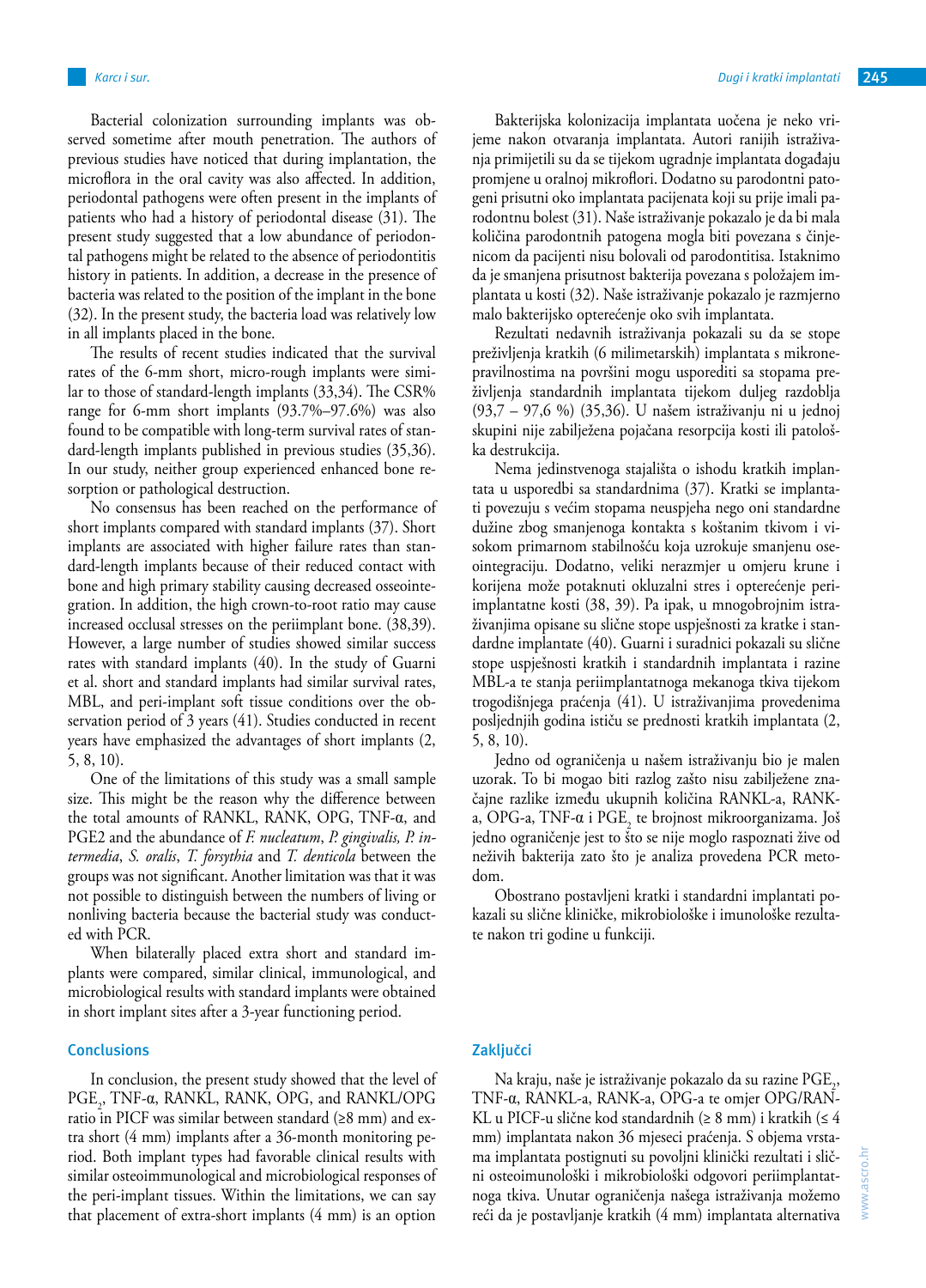Bacterial colonization surrounding implants was observed sometime after mouth penetration. The authors of previous studies have noticed that during implantation, the microflora in the oral cavity was also affected. In addition, periodontal pathogens were often present in the implants of patients who had a history of periodontal disease (31). The present study suggested that a low abundance of periodontal pathogens might be related to the absence of periodontitis history in patients. In addition, a decrease in the presence of bacteria was related to the position of the implant in the bone (32). In the present study, the bacteria load was relatively low in all implants placed in the bone.

The results of recent studies indicated that the survival rates of the 6-mm short, micro-rough implants were similar to those of standard-length implants (33,34). The CSR% range for 6-mm short implants (93.7%–97.6%) was also found to be compatible with long-term survival rates of standard-length implants published in previous studies (35,36). In our study, neither group experienced enhanced bone resorption or pathological destruction.

No consensus has been reached on the performance of short implants compared with standard implants (37). Short implants are associated with higher failure rates than standard-length implants because of their reduced contact with bone and high primary stability causing decreased osseointegration. In addition, the high crown-to-root ratio may cause increased occlusal stresses on the periimplant bone. (38,39). However, a large number of studies showed similar success rates with standard implants (40). In the study of Guarni et al. short and standard implants had similar survival rates, MBL, and peri-implant soft tissue conditions over the observation period of 3 years (41). Studies conducted in recent years have emphasized the advantages of short implants (2, 5, 8, 10).

One of the limitations of this study was a small sample size. This might be the reason why the difference between the total amounts of RANKL, RANK, OPG, TNF-α, and PGE2 and the abundance of *F. nucleatum*, *P. gingivalis*, *P. intermedia*, *S. oralis*, *T. forsythia* and *T. denticola* between the groups was not significant. Another limitation was that it was not possible to distinguish between the numbers of living or nonliving bacteria because the bacterial study was conducted with PCR.

When bilaterally placed extra short and standard implants were compared, similar clinical, immunological, and microbiological results with standard implants were obtained in short implant sites after a 3-year functioning period.

## Conclusions

In conclusion, the present study showed that the level of $PGE_2$, TNF-α, RANKL, RANK, OPG, and RANKL/OPG ratio in PICF was similar between standard (≥8 mm) and extra short (4 mm) implants after a 36-month monitoring period. Both implant types had favorable clinical results with similar osteoimmunological and microbiological responses of the peri-implant tissues. Within the limitations, we can say that placement of extra-short implants (4 mm) is an option

Bakterijska kolonizacija implantata uočena je neko vrijeme nakon otvaranja implantata. Autori ranijih istraživanja primijetili su da se tijekom ugradnje implantata događaju promjene u oralnoj mikroflori. Dodatno su parodontni patogeni prisutni oko implantata pacijenata koji su prije imali parodontnu bolest (31). Naše istraživanje pokazalo je da bi mala količina parodontnih patogena mogla biti povezana s činjenicom da pacijenti nisu bolovali od parodontitisa. Istaknimo da je smanjena prisutnost bakterija povezana s položajem implantata u kosti (32). Naše istraživanje pokazalo je razmjerno malo bakterijsko opterećenje oko svih implantata.

Rezultati nedavnih istraživanja pokazali su da se stope preživljenja kratkih (6 milimetarskih) implantata s mikronepravilnostima na površini mogu usporediti sa stopama preživljenja standardnih implantata tijekom duljeg razdoblja (93,7 – 97,6 %) (35,36). U našem istraživanju ni u jednoj skupini nije zabilježena pojačana resorpcija kosti ili patološka destrukcija.

Nema jedinstvenoga stajališta o ishodu kratkih implantata u usporedbi sa standardnima (37). Kratki se implantati povezuju s većim stopama neuspjeha nego oni standardne dužine zbog smanjenoga kontakta s koštanim tkivom i visokom primarnom stabilnošću koja uzrokuje smanjenu oseointegraciju. Dodatno, veliki nerazmjer u omjeru krune i korijena može potaknuti okluzalni stres i opterećenje periimplantatne kosti (38, 39). Pa ipak, u mnogobrojnim istraživanjima opisane su slične stope uspješnosti za kratke i standardne implantate (40). Guarni i suradnici pokazali su slične stope uspješnosti kratkih i standardnih implantata i razine MBL-a te stanja periimplantatnoga mekanoga tkiva tijekom trogodišnjega praćenja (41). U istraživanjima provedenima posljednjih godina ističu se prednosti kratkih implantata (2, 5, 8, 10).

Jedno od ograničenja u našem istraživanju bio je malen uzorak. To bi mogao biti razlog zašto nisu zabilježene značajne razlike između ukupnih količina RANKL-a, RANK-a, OPG-a, TNF-α i $PGE_2$ te brojnost mikroorganizama. Još jedno ograničenje jest to što se nije moglo raspoznati žive od neživih bakterija zato što je analiza provedena PCR metodom.

Obostrano postavljeni kratki i standardni implantati pokazali su slične kliničke, mikrobiološke i imunološke rezultate nakon tri godine u funkciji.

## Zaključci

Na kraju, naše je istraživanje pokazalo da su razine $PGE_2$, TNF-α, RANKL-a, RANK-a, OPG-a te omjer OPG/RANKL u PICF-u slične kod standardnih (≥ 8 mm) i kratkih (≤ 4 mm) implantata nakon 36 mjeseci praćenja. S objema vrstama implantata postignuti su povoljni klinički rezultati i slični osteoimunološki i mikrobiološki odgovori periimplantatnoga tkiva. Unutar ograničenja našega istraživanja možemo reći da je postavljanje kratkih (4 mm) implantata alternativa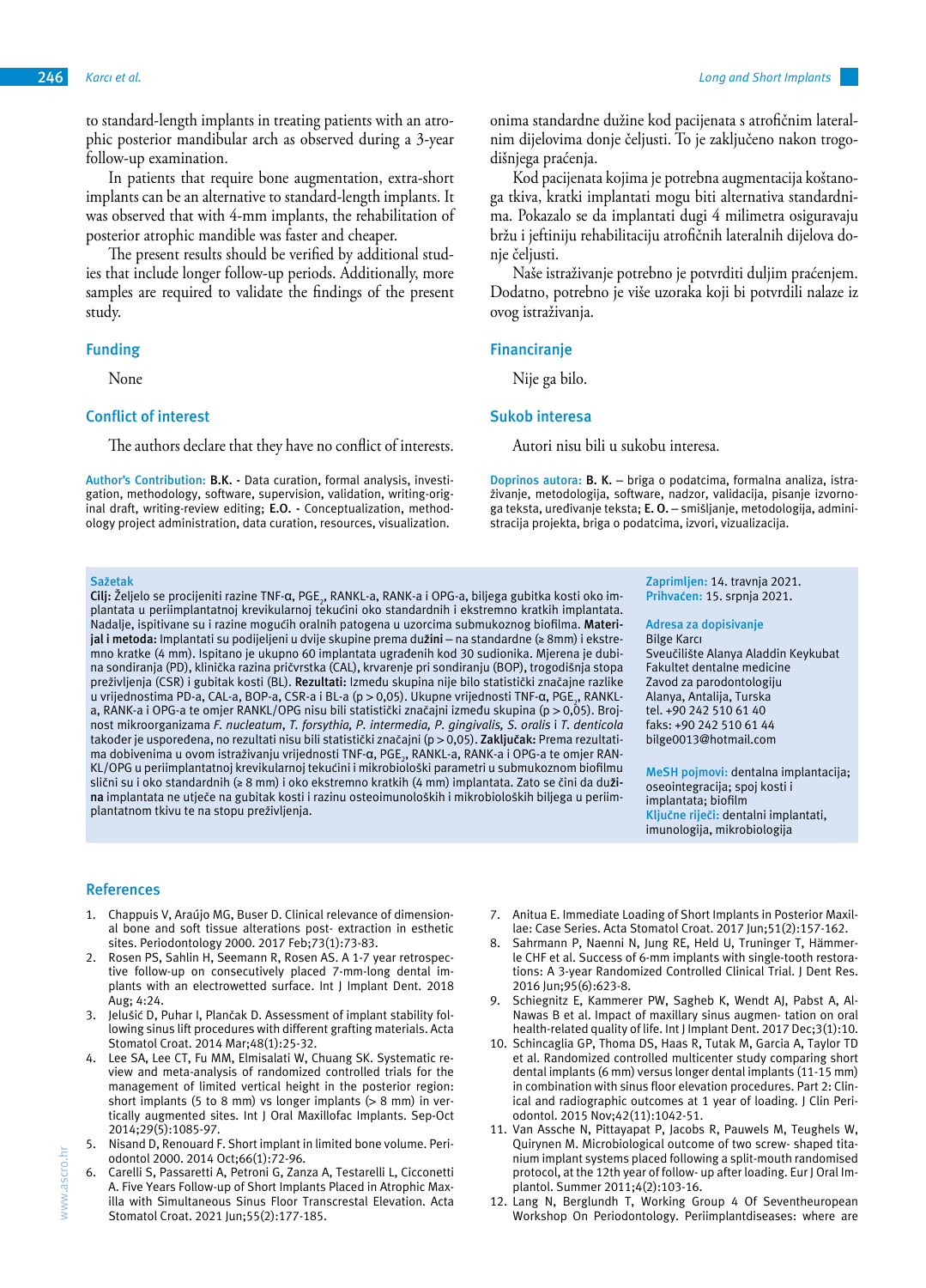to standard-length implants in treating patients with an atrophic posterior mandibular arch as observed during a 3-year follow-up examination.

In patients that require bone augmentation, extra-short implants can be an alternative to standard-length implants. It was observed that with 4-mm implants, the rehabilitation of posterior atrophic mandible was faster and cheaper.

The present results should be verified by additional studies that include longer follow-up periods. Additionally, more samples are required to validate the findings of the present study.

## Funding

None

## Conflict of interest

The authors declare that they have no conflict of interests.

**Author's Contribution:** **B.K.** - Data curation, formal analysis, investigation, methodology, software, supervision, validation, writing-original draft, writing-review editing; **E.O.** - Conceptualization, methodology project administration, data curation, resources, visualization.

onima standardne dužine kod pacijenata s atrofičnim lateralnim dijelovima donje čeljusti. To je zaključeno nakon trogodišnjega praćenja.

Kod pacijenata kojima je potrebna augmentacija koštanoga tkiva, kratki implantati mogu biti alternativa standardnima. Pokazalo se da implantati dugi 4 milimetra osiguravaju bržu i jeftiniju rehabilitaciju atrofičnih lateralnih dijelova donje čeljusti.

Naše istraživanje potrebno je potvrditi duljim praćenjem. Dodatno, potrebno je više uzoraka koji bi potvrdili nalaze iz ovog istraživanja.

## Financiranje

Nije ga bilo.

## Sukob interesa

Autori nisu bili u sukobu interesa.

**Doprinos autora:** **B. K.** – briga o podatcima, formalna analiza, istraživanje, metodologija, software, nadzor, validacija, pisanje izvornoga teksta, uređivanje teksta; **E. O.** – smišljanje, metodologija, administracija projekta, briga o podatcima, izvori, vizualizacija.

## Sažetak

**Cilj:** Željelo se procijeniti razine TNF-α, $PGE_2$, RANKL-a, RANK-a i OPG-a, biljega gubitka kosti oko implantata u periimplantatnoj krevikularnoj tekućini oko standardnih i ekstremno kratkih implantata. Nadalje, ispitivane su i razine mogućih oralnih patogena u uzorcima submukoznog biofilma. **Materijal i metoda:** Implantati su podijeljeni u dvije skupine prema **dužini** – na standardne (≥ 8mm) i ekstremno kratke (4 mm). Ispitano je ukupno 60 implantata ugrađenih kod 30 sudionika. Mjerena je dubina sondiranja (PD), klinička razina pričvrstka (CAL), krvarenje pri sondiranju (BOP), trogodišnja stopa preživljenja (CSR) i gubitak kosti (BL). **Rezultati:** Između skupina nije bilo statistički značajne razlike u vrijednostima PD-a, CAL-a, BOP-a, CSR-a i BL-a ($p > 0{,}05$). Ukupne vrijednosti TNF-α, $PGE_2$, RANKL-a, RANK-a i OPG-a te omjer RANKL/OPG nisu bili statistički značajni između skupina ($p > 0{,}05$). Brojnost mikroorganizama *F. nucleatum*, *T. forsythia*, *P. intermedia*, *P. gingivalis*, *S. oralis* i *T. denticola* također je uspoređena, no rezultati nisu bili statistički značajni ($p > 0{,}05$). **Zaključak:** Prema rezultatima dobivenima u ovom istraživanju vrijednosti TNF-α, $PGE_2$, RANKL-a, RANK-a i OPG-a te omjer RANKL/OPG u periimplantatnoj krevikularnoj tekućini i mikrobiološki parametri u submukoznom biofilmu slični su i oko standardnih (≥ 8 mm) i oko ekstremno kratkih (4 mm) implantata. Zato se čini da **dužina** implantata ne utječe na gubitak kosti i razinu osteoimunoloških i mikrobioloških biljega u periimplantatnom tkivu te na stopu preživljenja.

**Zaprimljen:** 14. travnja 2021.
**Prihvaćen:** 15. srpnja 2021.

**Adresa za dopisivanje**
Bilge Karcı
Sveučilište Alanya Aladdin Keykubat
Fakultet dentalne medicine
Zavod za parodontologiju
Alanya, Antalija, Turska
tel. +90 242 510 61 40
faks: +90 242 510 61 44
bilge0013@hotmail.com

**MeSH pojmovi:** dentalna implantacija; oseointegracija; spoj kosti i implantata; biofilm
**Ključne riječi:** dentalni implantati, imunologija, mikrobiologija

## References

1. Chappuis V, Araújo MG, Buser D. Clinical relevance of dimensional bone and soft tissue alterations post- extraction in esthetic sites. Periodontology 2000. 2017 Feb;73(1):73-83.
2. Rosen PS, Sahlin H, Seemann R, Rosen AS. A 1-7 year retrospective follow-up on consecutively placed 7-mm-long dental implants with an electrowetted surface. Int J Implant Dent. 2018 Aug; 4:24.
3. Jelušić D, Puhar I, Plančak D. Assessment of implant stability following sinus lift procedures with different grafting materials. Acta Stomatol Croat. 2014 Mar;48(1):25-32.
4. Lee SA, Lee CT, Fu MM, Elmisalati W, Chuang SK. Systematic review and meta-analysis of randomized controlled trials for the management of limited vertical height in the posterior region: short implants (5 to 8 mm) vs longer implants (> 8 mm) in vertically augmented sites. Int J Oral Maxillofac Implants. Sep-Oct 2014;29(5):1085-97.
5. Nisand D, Renouard F. Short implant in limited bone volume. Periodontol 2000. 2014 Oct;66(1):72-96.
6. Carelli S, Passaretti A, Petroni G, Zanza A, Testarelli L, Cicconetti A. Five Years Follow-up of Short Implants Placed in Atrophic Maxilla with Simultaneous Sinus Floor Transcrestal Elevation. Acta Stomatol Croat. 2021 Jun;55(2):177-185.
7. Anitua E. Immediate Loading of Short Implants in Posterior Maxillae: Case Series. Acta Stomatol Croat. 2017 Jun;51(2):157-162.
8. Sahrmann P, Naenni N, Jung RE, Held U, Truninger T, Hämmerle CHF et al. Success of 6-mm implants with single-tooth restorations: A 3-year Randomized Controlled Clinical Trial. J Dent Res. 2016 Jun;95(6):623-8.
9. Schiegnitz E, Kammerer PW, Sagheb K, Wendt AJ, Pabst A, Al-Nawas B et al. Impact of maxillary sinus augmen- tation on oral health-related quality of life. Int J Implant Dent. 2017 Dec;3(1):10.
10. Schincaglia GP, Thoma DS, Haas R, Tutak M, Garcia A, Taylor TD et al. Randomized controlled multicenter study comparing short dental implants (6 mm) versus longer dental implants (11-15 mm) in combination with sinus floor elevation procedures. Part 2: Clinical and radiographic outcomes at 1 year of loading. J Clin Periodontol. 2015 Nov;42(11):1042-51.
11. Van Assche N, Pittayapat P, Jacobs R, Pauwels M, Teughels W, Quirynen M. Microbiological outcome of two screw- shaped titanium implant systems placed following a split-mouth randomised protocol, at the 12th year of follow- up after loading. Eur J Oral Implantol. Summer 2011;4(2):103-16.
12. Lang N, Berglundh T, Working Group 4 Of Seventheuropean Workshop On Periodontology. Periimplantdiseases: where are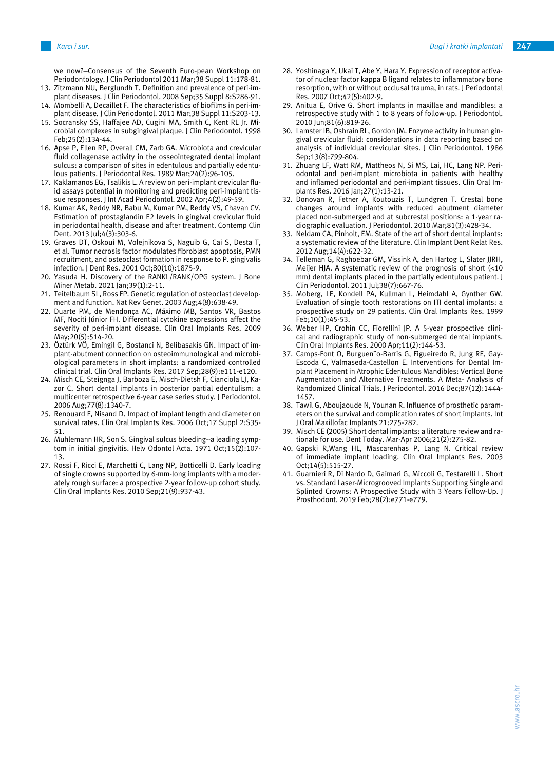we now?–Consensus of the Seventh Euro-pean Workshop on Periodontology. J Clin Periodontol 2011 Mar;38 Suppl 11:178-81.
13. Zitzmann NU, Berglundh T. Definition and prevalence of peri-implant diseases. J Clin Periodontol. 2008 Sep;35 Suppl 8:S286-91.
14. Mombelli A, Decaillet F. The characteristics of biofilms in peri-implant disease. J Clin Periodontol. 2011 Mar;38 Suppl 11:S203-13.
15. Socransky SS, Haffajee AD, Cugini MA, Smith C, Kent RL Jr. Microbial complexes in subgingival plaque. J Clin Periodontol. 1998 Feb;25(2):134-44.
16. Apse P, Ellen RP, Overall CM, Zarb GA. Microbiota and crevicular fluid collagenase activity in the osseointegrated dental implant sulcus: a comparison of sites in edentulous and partially edentulous patients. J Periodontal Res. 1989 Mar;24(2):96-105.
17. Kaklamanos EG, Tsalikis L. A review on peri-implant crevicular fluid assays potential in monitoring and predicting peri-implant tissue responses. J Int Acad Periodontol. 2002 Apr;4(2):49-59.
18. Kumar AK, Reddy NR, Babu M, Kumar PM, Reddy VS, Chavan CV. Estimation of prostaglandin E2 levels in gingival crevicular fluid in periodontal health, disease and after treatment. Contemp Clin Dent. 2013 Jul;4(3):303-6.
19. Graves DT, Oskoui M, Volejnikova S, Naguib G, Cai S, Desta T, et al. Tumor necrosis factor modulates fibroblast apoptosis, PMN recruitment, and osteoclast formation in response to P. gingivalis infection. J Dent Res. 2001 Oct;80(10):1875-9.
20. Yasuda H. Discovery of the RANKL/RANK/OPG system. J Bone Miner Metab. 2021 Jan;39(1):2-11.
21. Teitelbaum SL, Ross FP. Genetic regulation of osteoclast development and function. Nat Rev Genet. 2003 Aug;4(8):638-49.
22. Duarte PM, de Mendonça AC, Máximo MB, Santos VR, Bastos MF, Nociti Júnior FH. Differential cytokine expressions affect the severity of peri-implant disease. Clin Oral Implants Res. 2009 May;20(5):514-20.
23. Öztürk VÖ, Emingil G, Bostanci N, Belibasakis GN. Impact of implant-abutment connection on osteoimmunological and microbiological parameters in short implants: a randomized controlled clinical trial. Clin Oral Implants Res. 2017 Sep;28(9):e111-e120.
24. Misch CE, Steignga J, Barboza E, Misch-Dietsh F, Cianciola LJ, Kazor C. Short dental implants in posterior partial edentulism: a multicenter retrospective 6-year case series study. J Periodontol. 2006 Aug;77(8):1340-7.
25. Renouard F, Nisand D. Impact of implant length and diameter on survival rates. Clin Oral Implants Res. 2006 Oct;17 Suppl 2:S35-51.
26. Muhlemann HR, Son S. Gingival sulcus bleeding--a leading symptom in initial gingivitis. Helv Odontol Acta. 1971 Oct;15(2):107-13.
27. Rossi F, Ricci E, Marchetti C, Lang NP, Botticelli D. Early loading of single crowns supported by 6-mm-long implants with a moderately rough surface: a prospective 2-year follow-up cohort study. Clin Oral Implants Res. 2010 Sep;21(9):937-43.
28. Yoshinaga Y, Ukai T, Abe Y, Hara Y. Expression of receptor activator of nuclear factor kappa B ligand relates to inflammatory bone resorption, with or without occlusal trauma, in rats. J Periodontal Res. 2007 Oct;42(5):402-9.
29. Anitua E, Orive G. Short implants in maxillae and mandibles: a retrospective study with 1 to 8 years of follow-up. J Periodontol. 2010 Jun;81(6):819-26.
30. Lamster IB, Oshrain RL, Gordon JM. Enzyme activity in human gingival crevicular fluid: considerations in data reporting based on analysis of individual crevicular sites. J Clin Periodontol. 1986 Sep;13(8):799-804.
31. Zhuang LF, Watt RM, Mattheos N, Si MS, Lai, HC, Lang NP. Periodontal and peri-implant microbiota in patients with healthy and inflamed periodontal and peri-implant tissues. Clin Oral Implants Res. 2016 Jan;27(1):13-21.
32. Donovan R, Fetner A, Koutouzis T, Lundgren T. Crestal bone changes around implants with reduced abutment diameter placed non-submerged and at subcrestal positions: a 1-year radiographic evaluation. J Periodontol. 2010 Mar;81(3):428-34.
33. Neldam CA, Pinholt, EM. State of the art of short dental implants: a systematic review of the literature. Clin Implant Dent Relat Res. 2012 Aug;14(4):622-32.
34. Telleman G, Raghoebar GM, Vissink A, den Hartog L, Slater JJRH, Meijer HJA. A systematic review of the prognosis of short (<10 mm) dental implants placed in the partially edentulous patient. J Clin Periodontol. 2011 Jul;38(7):667-76.
35. Moberg, LE, Kondell PA, Kullman L, Heimdahl A, Gynther GW. Evaluation of single tooth restorations on ITI dental implants: a prospective study on 29 patients. Clin Oral Implants Res. 1999 Feb;10(1):45-53.
36. Weber HP, Crohin CC, Fiorellini JP. A 5-year prospective clinical and radiographic study of non-submerged dental implants. Clin Oral Implants Res. 2000 Apr;11(2):144-53.
37. Camps-Font O, Burguen˜o-Barris G, Figueiredo R, Jung RE, Gay-Escoda C, Valmaseda-Castellon E. Interventions for Dental Implant Placement in Atrophic Edentulous Mandibles: Vertical Bone Augmentation and Alternative Treatments. A Meta- Analysis of Randomized Clinical Trials. J Periodontol. 2016 Dec;87(12):1444-1457.
38. Tawil G, Aboujaoude N, Younan R. Influence of prosthetic parameters on the survival and complication rates of short implants. Int J Oral Maxillofac Implants 21:275-282.
39. Misch CE (2005) Short dental implants: a literature review and rationale for use. Dent Today. Mar-Apr 2006;21(2):275-82.
40. Gapski R,Wang HL, Mascarenhas P, Lang N. Critical review of immediate implant loading. Clin Oral Implants Res. 2003 Oct;14(5):515-27.
41. Guarnieri R, Di Nardo D, Gaimari G, Miccoli G, Testarelli L. Short vs. Standard Laser-Microgrooved Implants Supporting Single and Splinted Crowns: A Prospective Study with 3 Years Follow-Up. J Prosthodont. 2019 Feb;28(2):e771-e779.